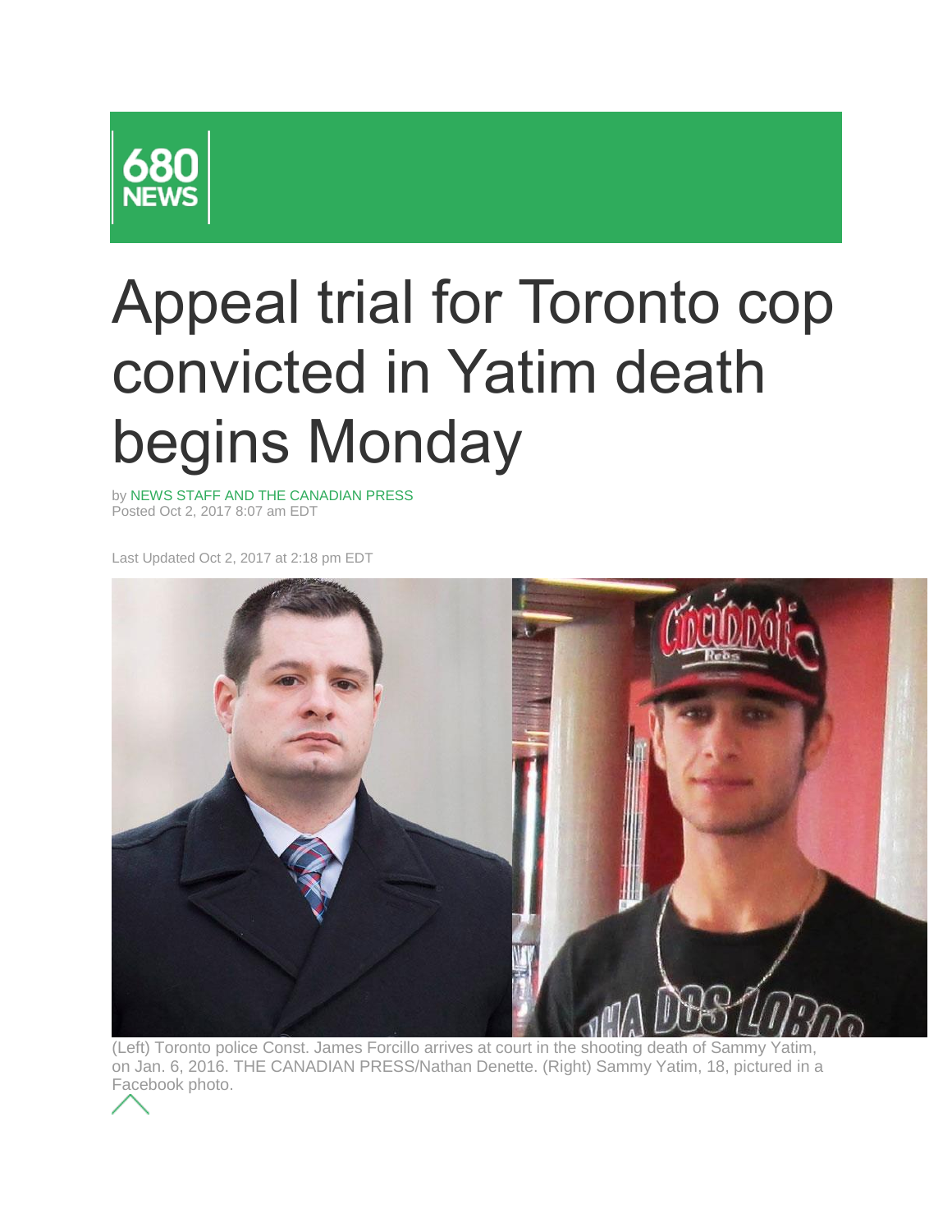680 NEWS

# Appeal trial for Toronto cop convicted in Yatim death begins Monday

by NEWS STAFF AND THE CANADIAN PRESS
Posted Oct 2, 2017 8:07 am EDT

Last Updated Oct 2, 2017 at 2:18 pm EDT

(Left) Toronto police Const. James Forcillo arrives at court in the shooting death of Sammy Yatim, on Jan. 6, 2016. THE CANADIAN PRESS/Nathan Denette. (Right) Sammy Yatim, 18, pictured in a Facebook photo.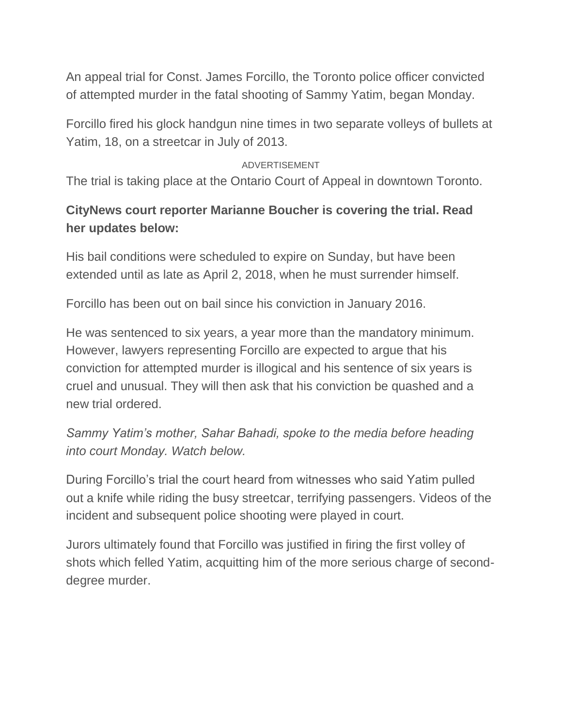An appeal trial for Const. James Forcillo, the Toronto police officer convicted of attempted murder in the fatal shooting of Sammy Yatim, began Monday.

Forcillo fired his glock handgun nine times in two separate volleys of bullets at Yatim, 18, on a streetcar in July of 2013.

ADVERTISEMENT

The trial is taking place at the Ontario Court of Appeal in downtown Toronto.

**CityNews court reporter Marianne Boucher is covering the trial. Read her updates below:**

His bail conditions were scheduled to expire on Sunday, but have been extended until as late as April 2, 2018, when he must surrender himself.

Forcillo has been out on bail since his conviction in January 2016.

He was sentenced to six years, a year more than the mandatory minimum. However, lawyers representing Forcillo are expected to argue that his conviction for attempted murder is illogical and his sentence of six years is cruel and unusual. They will then ask that his conviction be quashed and a new trial ordered.

*Sammy Yatim's mother, Sahar Bahadi, spoke to the media before heading into court Monday. Watch below.*

During Forcillo's trial the court heard from witnesses who said Yatim pulled out a knife while riding the busy streetcar, terrifying passengers. Videos of the incident and subsequent police shooting were played in court.

Jurors ultimately found that Forcillo was justified in firing the first volley of shots which felled Yatim, acquitting him of the more serious charge of second-degree murder.